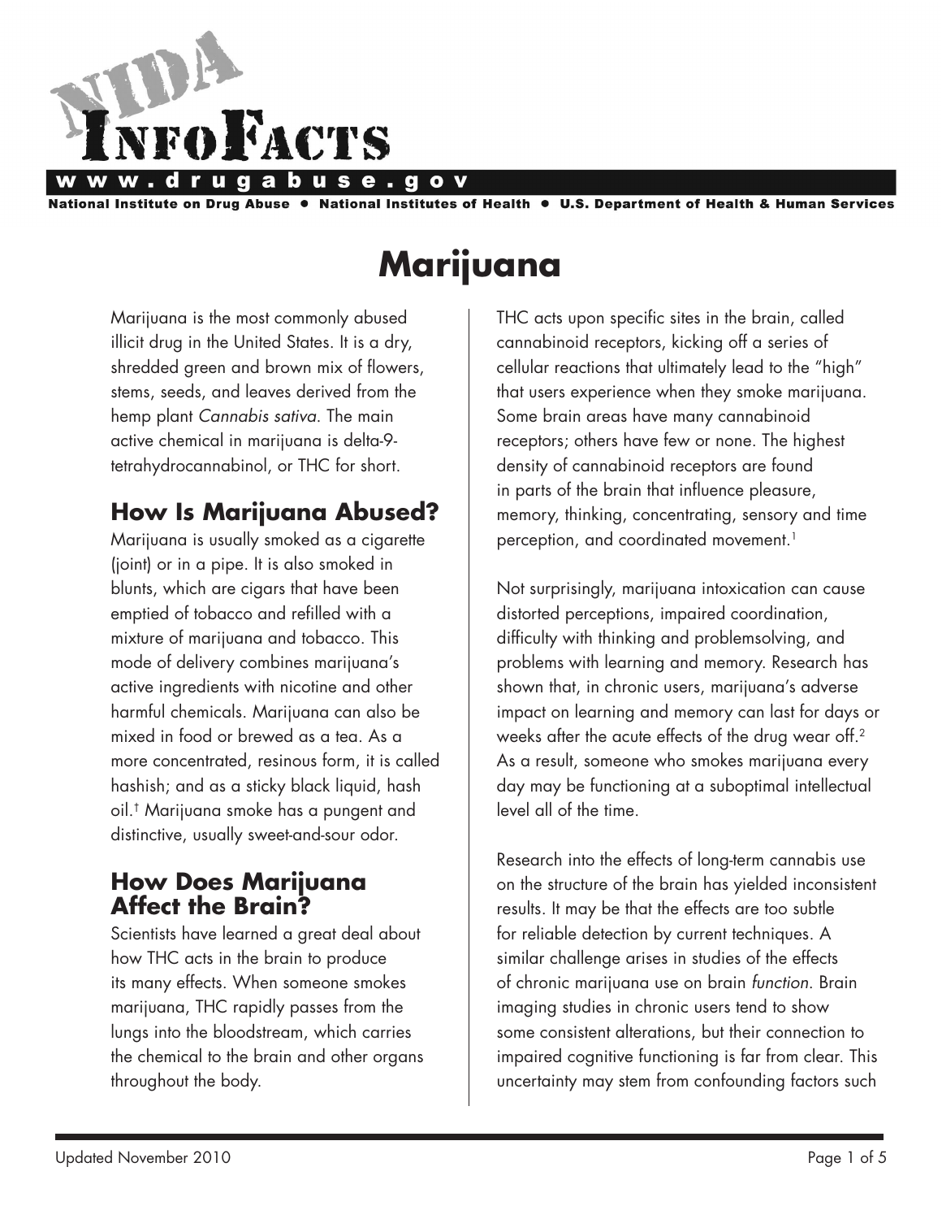# Marijuana

Marijuana is the most commonly abused illicit drug in the United States. It is a dry, shredded green and brown mix of flowers, stems, seeds, and leaves derived from the hemp plant *Cannabis sativa*. The main active chemical in marijuana is delta-9-tetrahydrocannabinol, or THC for short.

## How Is Marijuana Abused?

Marijuana is usually smoked as a cigarette (joint) or in a pipe. It is also smoked in blunts, which are cigars that have been emptied of tobacco and refilled with a mixture of marijuana and tobacco. This mode of delivery combines marijuana's active ingredients with nicotine and other harmful chemicals. Marijuana can also be mixed in food or brewed as a tea. As a more concentrated, resinous form, it is called hashish; and as a sticky black liquid, hash oil.[†] Marijuana smoke has a pungent and distinctive, usually sweet-and-sour odor.

## How Does Marijuana Affect the Brain?

Scientists have learned a great deal about how THC acts in the brain to produce its many effects. When someone smokes marijuana, THC rapidly passes from the lungs into the bloodstream, which carries the chemical to the brain and other organs throughout the body.

THC acts upon specific sites in the brain, called cannabinoid receptors, kicking off a series of cellular reactions that ultimately lead to the "high" that users experience when they smoke marijuana. Some brain areas have many cannabinoid receptors; others have few or none. The highest density of cannabinoid receptors are found in parts of the brain that influence pleasure, memory, thinking, concentrating, sensory and time perception, and coordinated movement.[1]

Not surprisingly, marijuana intoxication can cause distorted perceptions, impaired coordination, difficulty with thinking and problemsolving, and problems with learning and memory. Research has shown that, in chronic users, marijuana's adverse impact on learning and memory can last for days or weeks after the acute effects of the drug wear off.[2] As a result, someone who smokes marijuana every day may be functioning at a suboptimal intellectual level all of the time.

Research into the effects of long-term cannabis use on the structure of the brain has yielded inconsistent results. It may be that the effects are too subtle for reliable detection by current techniques. A similar challenge arises in studies of the effects of chronic marijuana use on brain *function*. Brain imaging studies in chronic users tend to show some consistent alterations, but their connection to impaired cognitive functioning is far from clear. This uncertainty may stem from confounding factors such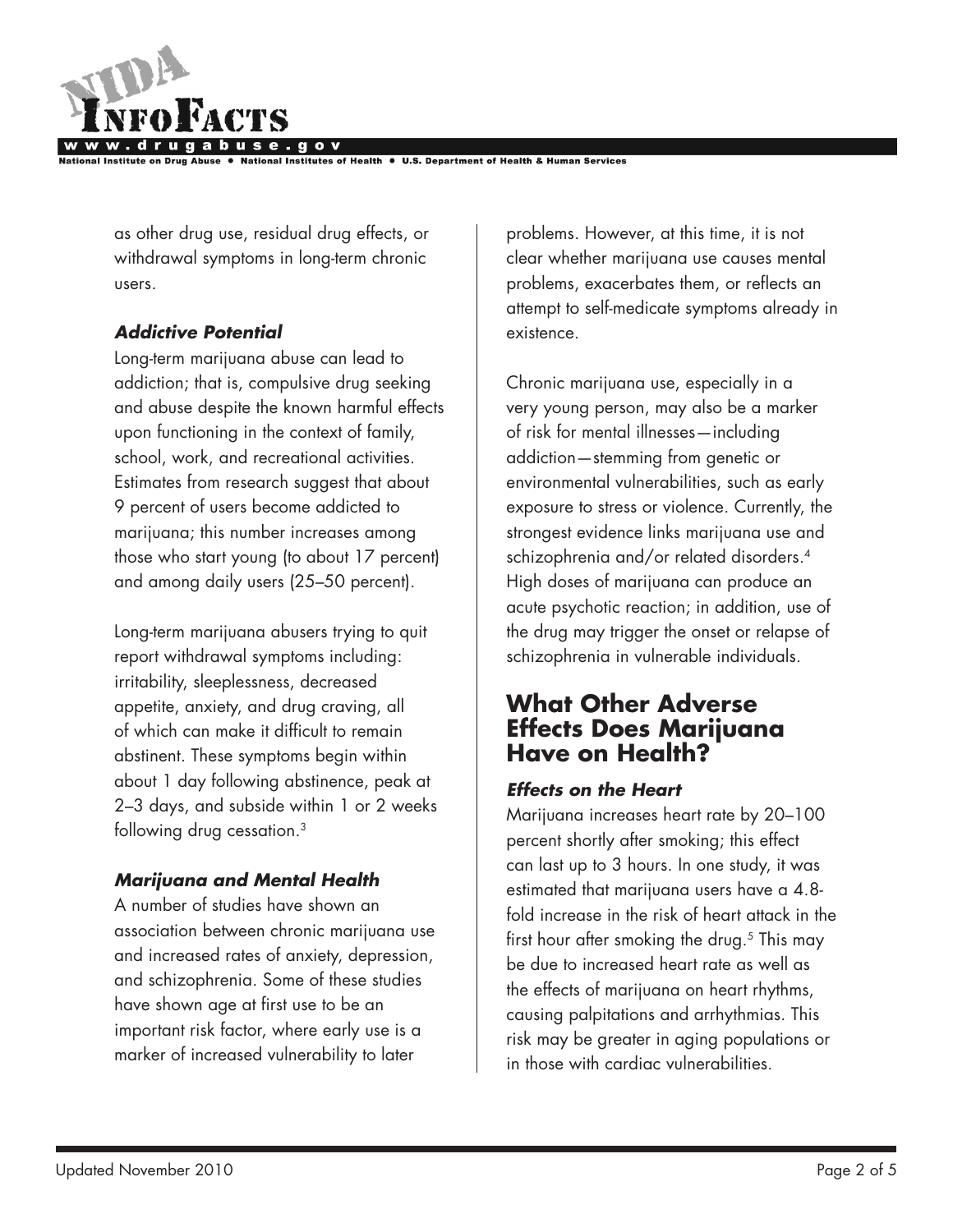as other drug use, residual drug effects, or withdrawal symptoms in long-term chronic users.

### *Addictive Potential*

Long-term marijuana abuse can lead to addiction; that is, compulsive drug seeking and abuse despite the known harmful effects upon functioning in the context of family, school, work, and recreational activities. Estimates from research suggest that about 9 percent of users become addicted to marijuana; this number increases among those who start young (to about 17 percent) and among daily users (25–50 percent).

Long-term marijuana abusers trying to quit report withdrawal symptoms including: irritability, sleeplessness, decreased appetite, anxiety, and drug craving, all of which can make it difficult to remain abstinent. These symptoms begin within about 1 day following abstinence, peak at 2–3 days, and subside within 1 or 2 weeks following drug cessation.[3]

### *Marijuana and Mental Health*

A number of studies have shown an association between chronic marijuana use and increased rates of anxiety, depression, and schizophrenia. Some of these studies have shown age at first use to be an important risk factor, where early use is a marker of increased vulnerability to later problems. However, at this time, it is not clear whether marijuana use causes mental problems, exacerbates them, or reflects an attempt to self-medicate symptoms already in existence.

Chronic marijuana use, especially in a very young person, may also be a marker of risk for mental illnesses—including addiction—stemming from genetic or environmental vulnerabilities, such as early exposure to stress or violence. Currently, the strongest evidence links marijuana use and schizophrenia and/or related disorders.[4] High doses of marijuana can produce an acute psychotic reaction; in addition, use of the drug may trigger the onset or relapse of schizophrenia in vulnerable individuals.

## What Other Adverse Effects Does Marijuana Have on Health?

### *Effects on the Heart*

Marijuana increases heart rate by 20–100 percent shortly after smoking; this effect can last up to 3 hours. In one study, it was estimated that marijuana users have a 4.8-fold increase in the risk of heart attack in the first hour after smoking the drug.[5] This may be due to increased heart rate as well as the effects of marijuana on heart rhythms, causing palpitations and arrhythmias. This risk may be greater in aging populations or in those with cardiac vulnerabilities.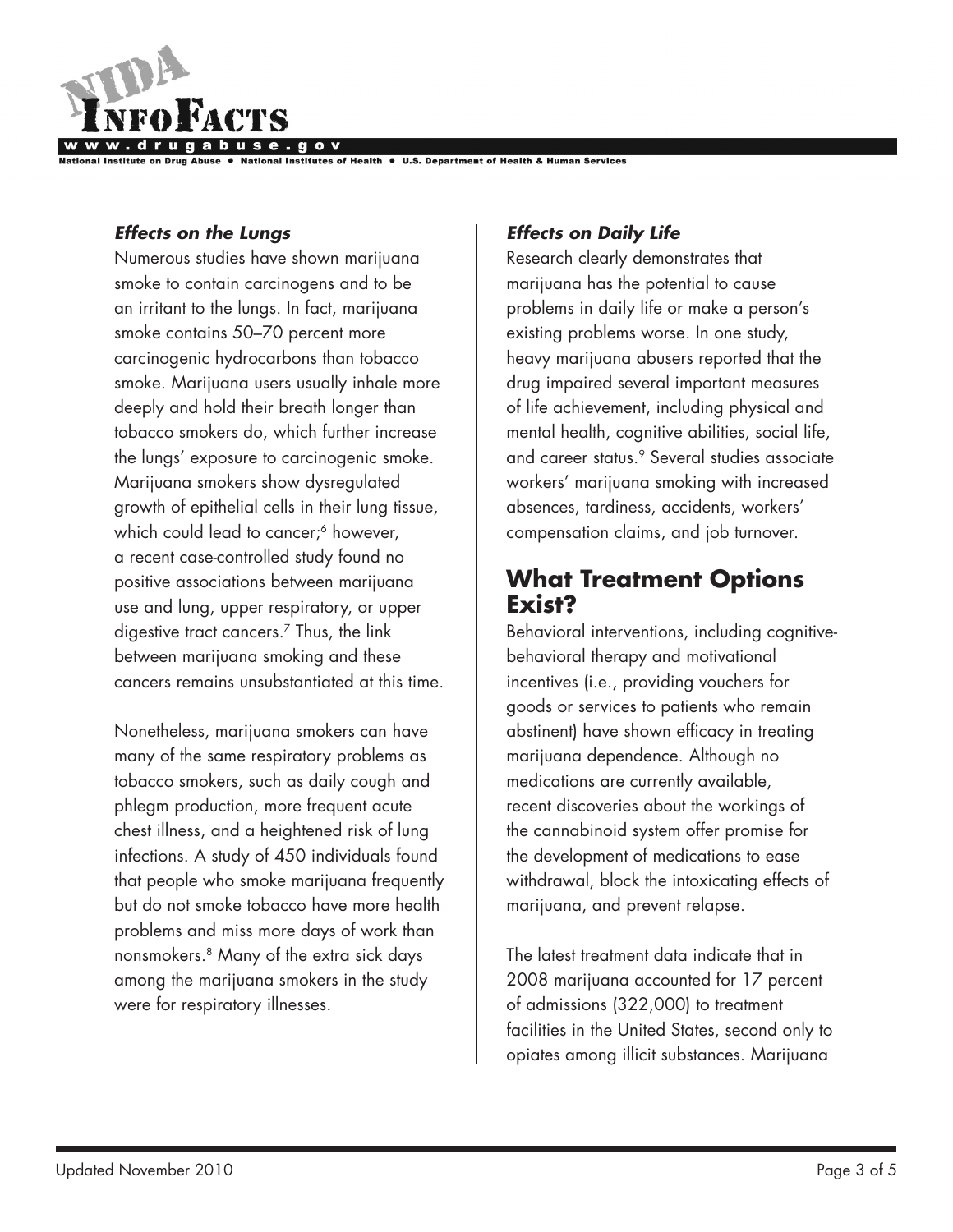### *Effects on the Lungs*

Numerous studies have shown marijuana smoke to contain carcinogens and to be an irritant to the lungs. In fact, marijuana smoke contains 50–70 percent more carcinogenic hydrocarbons than tobacco smoke. Marijuana users usually inhale more deeply and hold their breath longer than tobacco smokers do, which further increase the lungs' exposure to carcinogenic smoke. Marijuana smokers show dysregulated growth of epithelial cells in their lung tissue, which could lead to cancer;[6] however, a recent case-controlled study found no positive associations between marijuana use and lung, upper respiratory, or upper digestive tract cancers.[7] Thus, the link between marijuana smoking and these cancers remains unsubstantiated at this time.

Nonetheless, marijuana smokers can have many of the same respiratory problems as tobacco smokers, such as daily cough and phlegm production, more frequent acute chest illness, and a heightened risk of lung infections. A study of 450 individuals found that people who smoke marijuana frequently but do not smoke tobacco have more health problems and miss more days of work than nonsmokers.[8] Many of the extra sick days among the marijuana smokers in the study were for respiratory illnesses.

### *Effects on Daily Life*

Research clearly demonstrates that marijuana has the potential to cause problems in daily life or make a person's existing problems worse. In one study, heavy marijuana abusers reported that the drug impaired several important measures of life achievement, including physical and mental health, cognitive abilities, social life, and career status.[9] Several studies associate workers' marijuana smoking with increased absences, tardiness, accidents, workers' compensation claims, and job turnover.

## What Treatment Options Exist?

Behavioral interventions, including cognitive-behavioral therapy and motivational incentives (i.e., providing vouchers for goods or services to patients who remain abstinent) have shown efficacy in treating marijuana dependence. Although no medications are currently available, recent discoveries about the workings of the cannabinoid system offer promise for the development of medications to ease withdrawal, block the intoxicating effects of marijuana, and prevent relapse.

The latest treatment data indicate that in 2008 marijuana accounted for 17 percent of admissions (322,000) to treatment facilities in the United States, second only to opiates among illicit substances. Marijuana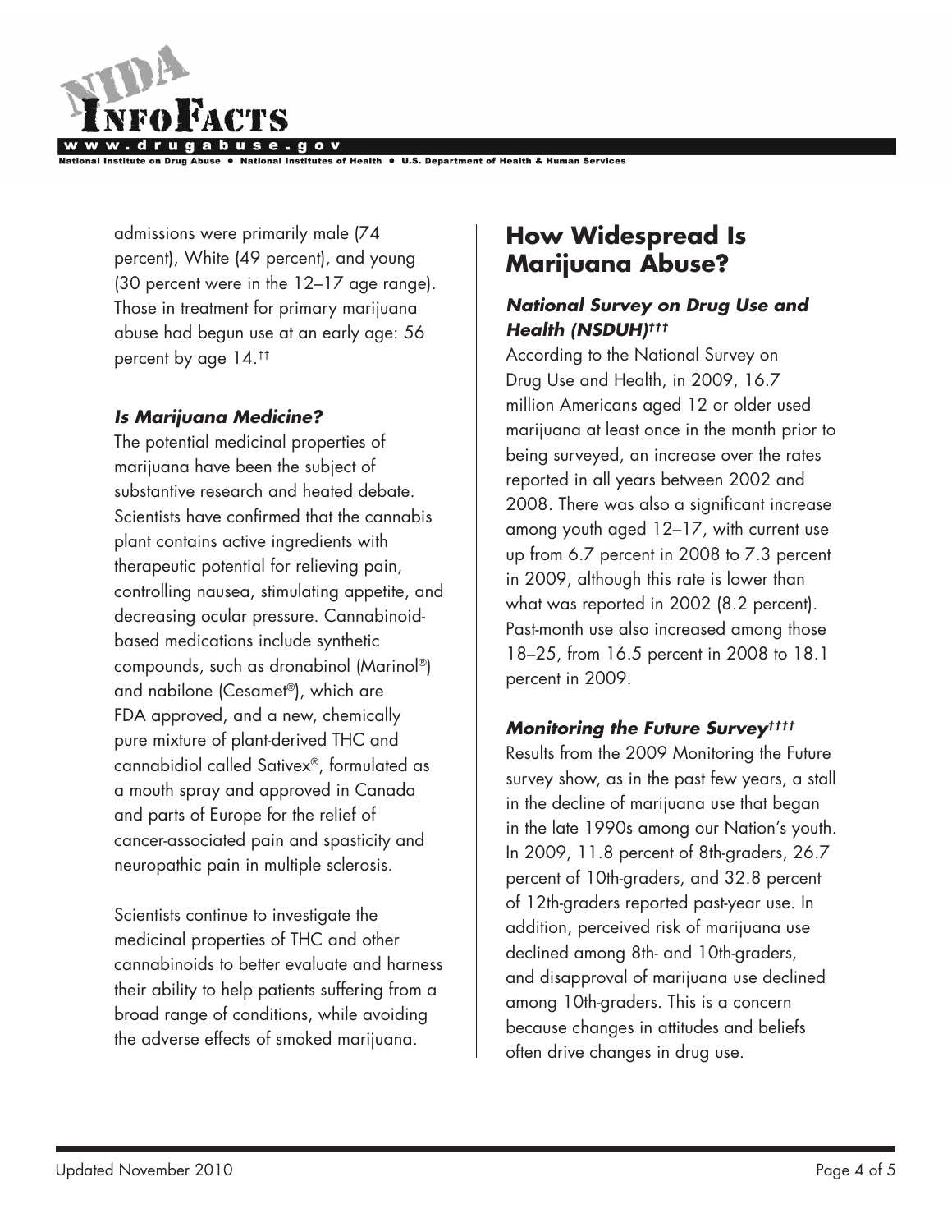admissions were primarily male (74 percent), White (49 percent), and young (30 percent were in the 12–17 age range). Those in treatment for primary marijuana abuse had begun use at an early age: 56 percent by age 14.[††]

### *Is Marijuana Medicine?*

The potential medicinal properties of marijuana have been the subject of substantive research and heated debate. Scientists have confirmed that the cannabis plant contains active ingredients with therapeutic potential for relieving pain, controlling nausea, stimulating appetite, and decreasing ocular pressure. Cannabinoid-based medications include synthetic compounds, such as dronabinol (Marinol®) and nabilone (Cesamet®), which are FDA approved, and a new, chemically pure mixture of plant-derived THC and cannabidiol called Sativex®, formulated as a mouth spray and approved in Canada and parts of Europe for the relief of cancer-associated pain and spasticity and neuropathic pain in multiple sclerosis.

Scientists continue to investigate the medicinal properties of THC and other cannabinoids to better evaluate and harness their ability to help patients suffering from a broad range of conditions, while avoiding the adverse effects of smoked marijuana.

## How Widespread Is Marijuana Abuse?

### *National Survey on Drug Use and Health (NSDUH)[†††]*

According to the National Survey on Drug Use and Health, in 2009, 16.7 million Americans aged 12 or older used marijuana at least once in the month prior to being surveyed, an increase over the rates reported in all years between 2002 and 2008. There was also a significant increase among youth aged 12–17, with current use up from 6.7 percent in 2008 to 7.3 percent in 2009, although this rate is lower than what was reported in 2002 (8.2 percent). Past-month use also increased among those 18–25, from 16.5 percent in 2008 to 18.1 percent in 2009.

### *Monitoring the Future Survey[††††]*

Results from the 2009 Monitoring the Future survey show, as in the past few years, a stall in the decline of marijuana use that began in the late 1990s among our Nation's youth. In 2009, 11.8 percent of 8th-graders, 26.7 percent of 10th-graders, and 32.8 percent of 12th-graders reported past-year use. In addition, perceived risk of marijuana use declined among 8th- and 10th-graders, and disapproval of marijuana use declined among 10th-graders. This is a concern because changes in attitudes and beliefs often drive changes in drug use.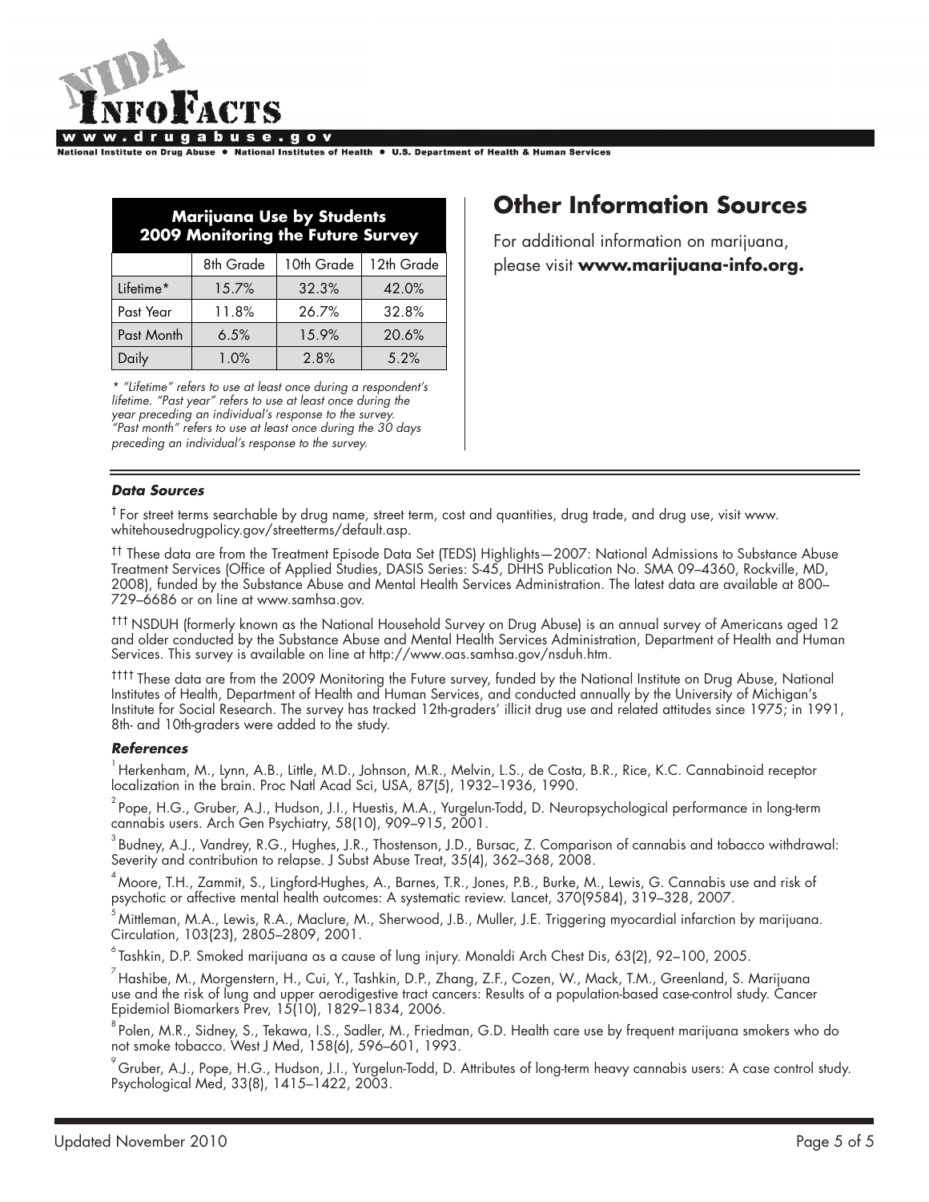| Marijuana Use by Students 2009 Monitoring the Future Survey | | | |
|---|---|---|---|
| | 8th Grade | 10th Grade | 12th Grade |
| Lifetime* | 15.7% | 32.3% | 42.0% |
| Past Year | 11.8% | 26.7% | 32.8% |
| Past Month | 6.5% | 15.9% | 20.6% |
| Daily | 1.0% | 2.8% | 5.2% |

*\* "Lifetime" refers to use at least once during a respondent's lifetime. "Past year" refers to use at least once during the year preceding an individual's response to the survey. "Past month" refers to use at least once during the 30 days preceding an individual's response to the survey.*

## Other Information Sources

For additional information on marijuana, please visit **www.marijuana-info.org.**

***Data Sources***

† For street terms searchable by drug name, street term, cost and quantities, drug trade, and drug use, visit www.whitehousedrugpolicy.gov/streetterms/default.asp.

†† These data are from the Treatment Episode Data Set (TEDS) Highlights—2007: National Admissions to Substance Abuse Treatment Services (Office of Applied Studies, DASIS Series: S-45, DHHS Publication No. SMA 09–4360, Rockville, MD, 2008), funded by the Substance Abuse and Mental Health Services Administration. The latest data are available at 800–729–6686 or on line at www.samhsa.gov.

††† NSDUH (formerly known as the National Household Survey on Drug Abuse) is an annual survey of Americans aged 12 and older conducted by the Substance Abuse and Mental Health Services Administration, Department of Health and Human Services. This survey is available on line at http://www.oas.samhsa.gov/nsduh.htm.

†††† These data are from the 2009 Monitoring the Future survey, funded by the National Institute on Drug Abuse, National Institutes of Health, Department of Health and Human Services, and conducted annually by the University of Michigan's Institute for Social Research. The survey has tracked 12th-graders' illicit drug use and related attitudes since 1975; in 1991, 8th- and 10th-graders were added to the study.

***References***

[1] Herkenham, M., Lynn, A.B., Little, M.D., Johnson, M.R., Melvin, L.S., de Costa, B.R., Rice, K.C. Cannabinoid receptor localization in the brain. Proc Natl Acad Sci, USA, 87(5), 1932–1936, 1990.

[2] Pope, H.G., Gruber, A.J., Hudson, J.I., Huestis, M.A., Yurgelun-Todd, D. Neuropsychological performance in long-term cannabis users. Arch Gen Psychiatry, 58(10), 909–915, 2001.

[3] Budney, A.J., Vandrey, R.G., Hughes, J.R., Thostenson, J.D., Bursac, Z. Comparison of cannabis and tobacco withdrawal: Severity and contribution to relapse. J Subst Abuse Treat, 35(4), 362–368, 2008.

[4] Moore, T.H., Zammit, S., Lingford-Hughes, A., Barnes, T.R., Jones, P.B., Burke, M., Lewis, G. Cannabis use and risk of psychotic or affective mental health outcomes: A systematic review. Lancet, 370(9584), 319–328, 2007.

[5] Mittleman, M.A., Lewis, R.A., Maclure, M., Sherwood, J.B., Muller, J.E. Triggering myocardial infarction by marijuana. Circulation, 103(23), 2805–2809, 2001.

[6] Tashkin, D.P. Smoked marijuana as a cause of lung injury. Monaldi Arch Chest Dis, 63(2), 92–100, 2005.

[7] Hashibe, M., Morgenstern, H., Cui, Y., Tashkin, D.P., Zhang, Z.F., Cozen, W., Mack, T.M., Greenland, S. Marijuana use and the risk of lung and upper aerodigestive tract cancers: Results of a population-based case-control study. Cancer Epidemiol Biomarkers Prev, 15(10), 1829–1834, 2006.

[8] Polen, M.R., Sidney, S., Tekawa, I.S., Sadler, M., Friedman, G.D. Health care use by frequent marijuana smokers who do not smoke tobacco. West J Med, 158(6), 596–601, 1993.

[9] Gruber, A.J., Pope, H.G., Hudson, J.I., Yurgelun-Todd, D. Attributes of long-term heavy cannabis users: A case control study. Psychological Med, 33(8), 1415–1422, 2003.

Updated November 2010